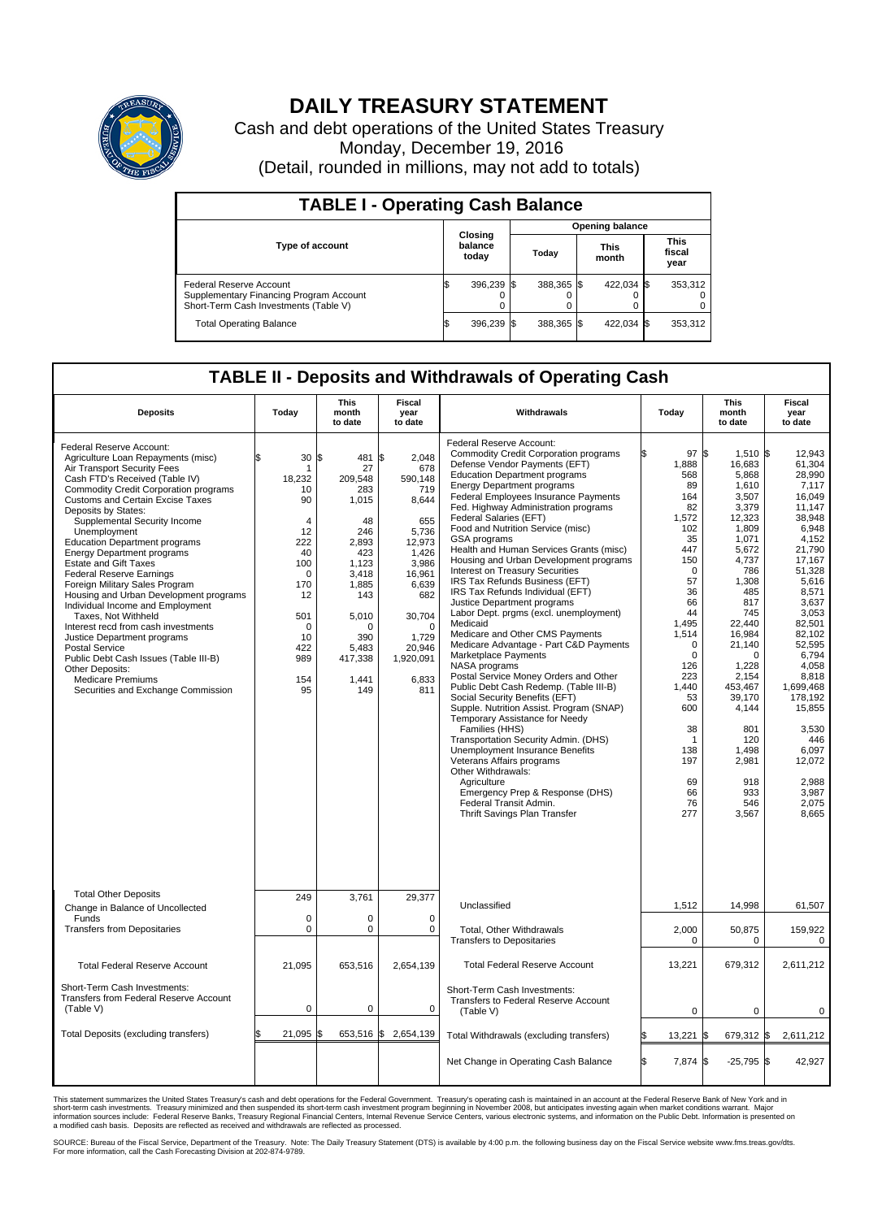# DAILY TREASURY STATEMENT

Cash and debt operations of the United States Treasury
Monday, December 19, 2016
(Detail, rounded in millions, may not add to totals)

## TABLE I - Operating Cash Balance

| Type of account | Closing balance today | Opening balance Today | Opening balance This month | Opening balance This fiscal year |
|---|---|---|---|---|
| Federal Reserve Account | $ 396,239 | $ 388,365 | $ 422,034 | $ 353,312 |
| Supplementary Financing Program Account | 0 | 0 | 0 | 0 |
| Short-Term Cash Investments (Table V) | 0 | 0 | 0 | 0 |
| Total Operating Balance | $ 396,239 | $ 388,365 | $ 422,034 | $ 353,312 |

## TABLE II - Deposits and Withdrawals of Operating Cash

| Deposits | Today | This month to date | Fiscal year to date |
|---|---|---|---|
| Federal Reserve Account: | | | |
| Agriculture Loan Repayments (misc) | $ 30 | $ 481 | $ 2,048 |
| Air Transport Security Fees | 1 | 27 | 678 |
| Cash FTD's Received (Table IV) | 18,232 | 209,548 | 590,148 |
| Commodity Credit Corporation programs | 10 | 283 | 719 |
| Customs and Certain Excise Taxes | 90 | 1,015 | 8,644 |
| Deposits by States: | | | |
| Supplemental Security Income | 4 | 48 | 655 |
| Unemployment | 12 | 246 | 5,736 |
| Education Department programs | 222 | 2,893 | 12,973 |
| Energy Department programs | 40 | 423 | 1,426 |
| Estate and Gift Taxes | 100 | 1,123 | 3,986 |
| Federal Reserve Earnings | 0 | 3,418 | 16,961 |
| Foreign Military Sales Program | 170 | 1,885 | 6,639 |
| Housing and Urban Development programs | 12 | 143 | 682 |
| Individual Income and Employment Taxes, Not Withheld | 501 | 5,010 | 30,704 |
| Interest recd from cash investments | 0 | 0 | 0 |
| Justice Department programs | 10 | 390 | 1,729 |
| Postal Service | 422 | 5,483 | 20,946 |
| Public Debt Cash Issues (Table III-B) | 989 | 417,338 | 1,920,091 |
| Other Deposits: | | | |
| Medicare Premiums | 154 | 1,441 | 6,833 |
| Securities and Exchange Commission | 95 | 149 | 811 |
| Total Other Deposits | 249 | 3,761 | 29,377 |
| Change in Balance of Uncollected Funds | 0 | 0 | 0 |
| Transfers from Depositaries | 0 | 0 | 0 |
| Total Federal Reserve Account | 21,095 | 653,516 | 2,654,139 |
| Short-Term Cash Investments: Transfers from Federal Reserve Account (Table V) | 0 | 0 | 0 |
| Total Deposits (excluding transfers) | $ 21,095 | $ 653,516 | $ 2,654,139 |

| Withdrawals | Today | This month to date | Fiscal year to date |
|---|---|---|---|
| Federal Reserve Account: | | | |
| Commodity Credit Corporation programs | $ 97 | $ 1,510 | $ 12,943 |
| Defense Vendor Payments (EFT) | 1,888 | 16,683 | 61,304 |
| Education Department programs | 568 | 5,868 | 28,990 |
| Energy Department programs | 89 | 1,610 | 7,117 |
| Federal Employees Insurance Payments | 164 | 3,507 | 16,049 |
| Fed. Highway Administration programs | 82 | 3,379 | 11,147 |
| Federal Salaries (EFT) | 1,572 | 12,323 | 38,948 |
| Food and Nutrition Service (misc) | 102 | 1,809 | 6,948 |
| GSA programs | 35 | 1,071 | 4,152 |
| Health and Human Services Grants (misc) | 447 | 5,672 | 21,790 |
| Housing and Urban Development programs | 150 | 4,737 | 17,167 |
| Interest on Treasury Securities | 0 | 786 | 51,328 |
| IRS Tax Refunds Business (EFT) | 57 | 1,308 | 5,616 |
| IRS Tax Refunds Individual (EFT) | 36 | 485 | 8,571 |
| Justice Department programs | 66 | 817 | 3,637 |
| Labor Dept. prgms (excl. unemployment) | 44 | 745 | 3,053 |
| Medicaid | 1,495 | 22,440 | 82,501 |
| Medicare and Other CMS Payments | 1,514 | 16,984 | 82,102 |
| Medicare Advantage - Part C&D Payments | 0 | 21,140 | 52,595 |
| Marketplace Payments | 0 | 0 | 6,794 |
| NASA programs | 126 | 1,228 | 4,058 |
| Postal Service Money Orders and Other | 223 | 2,154 | 8,818 |
| Public Debt Cash Redemp. (Table III-B) | 1,440 | 453,467 | 1,699,468 |
| Social Security Benefits (EFT) | 53 | 39,170 | 178,192 |
| Supple. Nutrition Assist. Program (SNAP) | 600 | 4,144 | 15,855 |
| Temporary Assistance for Needy Families (HHS) | 38 | 801 | 3,530 |
| Transportation Security Admin. (DHS) | 1 | 120 | 446 |
| Unemployment Insurance Benefits | 138 | 1,498 | 6,097 |
| Veterans Affairs programs | 197 | 2,981 | 12,072 |
| Other Withdrawals: | | | |
| Agriculture | 69 | 918 | 2,988 |
| Emergency Prep & Response (DHS) | 66 | 933 | 3,987 |
| Federal Transit Admin. | 76 | 546 | 2,075 |
| Thrift Savings Plan Transfer | 277 | 3,567 | 8,665 |
| Unclassified | 1,512 | 14,998 | 61,507 |
| Total, Other Withdrawals | 2,000 | 50,875 | 159,922 |
| Transfers to Depositaries | 0 | 0 | 0 |
| Total Federal Reserve Account | 13,221 | 679,312 | 2,611,212 |
| Short-Term Cash Investments: Transfers to Federal Reserve Account (Table V) | 0 | 0 | 0 |
| Total Withdrawals (excluding transfers) | $ 13,221 | $ 679,312 | $ 2,611,212 |
| Net Change in Operating Cash Balance | $ 7,874 | $ -25,795 | $ 42,927 |

This statement summarizes the United States Treasury's cash and debt operations for the Federal Government. Treasury's operating cash is maintained in an account at the Federal Reserve Bank of New York and in short-term cash investments. Treasury minimized and then suspended its short-term cash investment program beginning in November 2008, but anticipates investing again when market conditions warrant. Major information sources include: Federal Reserve Banks, Treasury Regional Financial Centers, Internal Revenue Service Centers, various electronic systems, and information on the Public Debt. Information is presented on a modified cash basis. Deposits are reflected as received and withdrawals are reflected as processed.

SOURCE: Bureau of the Fiscal Service, Department of the Treasury. Note: The Daily Treasury Statement (DTS) is available by 4:00 p.m. the following business day on the Fiscal Service website www.fms.treas.gov/dts. For more information, call the Cash Forecasting Division at 202-874-9789.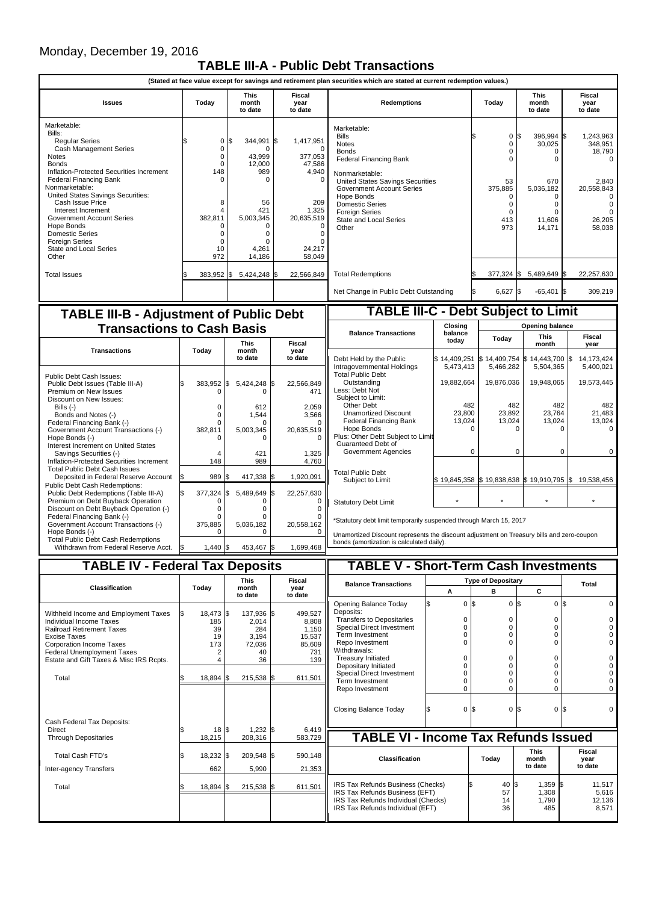Monday, December 19, 2016

# TABLE III-A - Public Debt Transactions

(Stated at face value except for savings and retirement plan securities which are stated at current redemption values.)

| Issues | Today | This month to date | Fiscal year to date |
|---|---|---|---|
| Marketable: | | | |
| Bills: | | | |
| Regular Series | $ 0 | $ 344,991 | $ 1,417,951 |
| Cash Management Series | 0 | 0 | 0 |
| Notes | 0 | 43,999 | 377,053 |
| Bonds | 0 | 12,000 | 47,586 |
| Inflation-Protected Securities Increment | 148 | 989 | 4,940 |
| Federal Financing Bank | 0 | 0 | 0 |
| Nonmarketable: | | | |
| United States Savings Securities: | | | |
| Cash Issue Price | 8 | 56 | 209 |
| Interest Increment | 4 | 421 | 1,325 |
| Government Account Series | 382,811 | 5,003,345 | 20,635,519 |
| Hope Bonds | 0 | 0 | 0 |
| Domestic Series | 0 | 0 | 0 |
| Foreign Series | 0 | 0 | 0 |
| State and Local Series | 10 | 4,261 | 24,217 |
| Other | 972 | 14,186 | 58,049 |
| Total Issues | $ 383,952 | $ 5,424,248 | $ 22,566,849 |

| Redemptions | Today | This month to date | Fiscal year to date |
|---|---|---|---|
| Marketable: | | | |
| Bills | $ 0 | $ 396,994 | $ 1,243,963 |
| Notes | 0 | 30,025 | 348,951 |
| Bonds | 0 | 0 | 18,790 |
| Federal Financing Bank | 0 | 0 | 0 |
| Nonmarketable: | | | |
| United States Savings Securities | 53 | 670 | 2,840 |
| Government Account Series | 375,885 | 5,036,182 | 20,558,843 |
| Hope Bonds | 0 | 0 | 0 |
| Domestic Series | 0 | 0 | 0 |
| Foreign Series | 0 | 0 | 0 |
| State and Local Series | 413 | 11,606 | 26,205 |
| Other | 973 | 14,171 | 58,038 |
| Total Redemptions | $ 377,324 | $ 5,489,649 | $ 22,257,630 |
| Net Change in Public Debt Outstanding | $ 6,627 | $ -65,401 | $ 309,219 |

# TABLE III-B - Adjustment of Public Debt Transactions to Cash Basis

| Transactions | Today | This month to date | Fiscal year to date |
|---|---|---|---|
| Public Debt Cash Issues: | | | |
| Public Debt Issues (Table III-A) | $ 383,952 | $ 5,424,248 | $ 22,566,849 |
| Premium on New Issues | 0 | 0 | 471 |
| Discount on New Issues: | | | |
| Bills (-) | 0 | 612 | 2,059 |
| Bonds and Notes (-) | 0 | 1,544 | 3,566 |
| Federal Financing Bank (-) | 0 | 0 | 0 |
| Government Account Transactions (-) | 382,811 | 5,003,345 | 20,635,519 |
| Hope Bonds (-) | 0 | 0 | 0 |
| Interest Increment on United States Savings Securities (-) | 4 | 421 | 1,325 |
| Inflation-Protected Securities Increment | 148 | 989 | 4,760 |
| Total Public Debt Cash Issues Deposited in Federal Reserve Account | $ 989 | $ 417,338 | $ 1,920,091 |
| Public Debt Cash Redemptions: | | | |
| Public Debt Redemptions (Table III-A) | $ 377,324 | $ 5,489,649 | $ 22,257,630 |
| Premium on Debt Buyback Operation | 0 | 0 | 0 |
| Discount on Debt Buyback Operation (-) | 0 | 0 | 0 |
| Federal Financing Bank (-) | 0 | 0 | 0 |
| Government Account Transactions (-) | 375,885 | 5,036,182 | 20,558,162 |
| Hope Bonds (-) | 0 | 0 | 0 |
| Total Public Debt Cash Redemptions Withdrawn from Federal Reserve Acct. | $ 1,440 | $ 453,467 | $ 1,699,468 |

# TABLE III-C - Debt Subject to Limit

| Balance Transactions | Closing balance today | Opening balance Today | Opening balance This month | Opening balance Fiscal year |
|---|---|---|---|---|
| Debt Held by the Public | $ 14,409,251 | $ 14,409,754 | $ 14,443,700 | $ 14,173,424 |
| Intragovernmental Holdings | 5,473,413 | 5,466,282 | 5,504,365 | 5,400,021 |
| Total Public Debt Outstanding | 19,882,664 | 19,876,036 | 19,948,065 | 19,573,445 |
| Less: Debt Not Subject to Limit: | | | | |
| Other Debt | 482 | 482 | 482 | 482 |
| Unamortized Discount | 23,800 | 23,892 | 23,764 | 21,483 |
| Federal Financing Bank | 13,024 | 13,024 | 13,024 | 13,024 |
| Hope Bonds | 0 | 0 | 0 | 0 |
| Plus: Other Debt Subject to Limit | | | | |
| Guaranteed Debt of Government Agencies | 0 | 0 | 0 | 0 |
| Total Public Debt Subject to Limit | $ 19,845,358 | $ 19,838,638 | $ 19,910,795 | $ 19,538,456 |
| Statutory Debt Limit | * | * | * | * |

*Statutory debt limit temporarily suspended through March 15, 2017

Unamortized Discount represents the discount adjustment on Treasury bills and zero-coupon bonds (amortization is calculated daily).

# TABLE IV - Federal Tax Deposits

| Classification | Today | This month to date | Fiscal year to date |
|---|---|---|---|
| Withheld Income and Employment Taxes | $ 18,473 | $ 137,936 | $ 499,527 |
| Individual Income Taxes | 185 | 2,014 | 8,808 |
| Railroad Retirement Taxes | 39 | 284 | 1,150 |
| Excise Taxes | 19 | 3,194 | 15,537 |
| Corporation Income Taxes | 173 | 72,036 | 85,609 |
| Federal Unemployment Taxes | 2 | 40 | 731 |
| Estate and Gift Taxes & Misc IRS Rcpts. | 4 | 36 | 139 |
| Total | $ 18,894 | $ 215,538 | $ 611,501 |
| Cash Federal Tax Deposits: | | | |
| Direct | $ 18 | $ 1,232 | $ 6,419 |
| Through Depositaries | 18,215 | 208,316 | 583,729 |
| Total Cash FTD's | $ 18,232 | $ 209,548 | $ 590,148 |
| Inter-agency Transfers | 662 | 5,990 | 21,353 |
| Total | $ 18,894 | $ 215,538 | $ 611,501 |

# TABLE V - Short-Term Cash Investments

| Balance Transactions | Type of Depositary A | Type of Depositary B | Type of Depositary C | Total |
|---|---|---|---|---|
| Opening Balance Today | $ 0 | $ 0 | $ 0 | $ 0 |
| Deposits: | | | | |
| Transfers to Depositaries | 0 | 0 | 0 | 0 |
| Special Direct Investment | 0 | 0 | 0 | 0 |
| Term Investment | 0 | 0 | 0 | 0 |
| Repo Investment | 0 | 0 | 0 | 0 |
| Withdrawals: | | | | |
| Treasury Initiated | 0 | 0 | 0 | 0 |
| Depositary Initiated | 0 | 0 | 0 | 0 |
| Special Direct Investment | 0 | 0 | 0 | 0 |
| Term Investment | 0 | 0 | 0 | 0 |
| Repo Investment | 0 | 0 | 0 | 0 |
| Closing Balance Today | $ 0 | $ 0 | $ 0 | $ 0 |

# TABLE VI - Income Tax Refunds Issued

| Classification | Today | This month to date | Fiscal year to date |
|---|---|---|---|
| IRS Tax Refunds Business (Checks) | $ 40 | $ 1,359 | $ 11,517 |
| IRS Tax Refunds Business (EFT) | 57 | 1,308 | 5,616 |
| IRS Tax Refunds Individual (Checks) | 14 | 1,790 | 12,136 |
| IRS Tax Refunds Individual (EFT) | 36 | 485 | 8,571 |